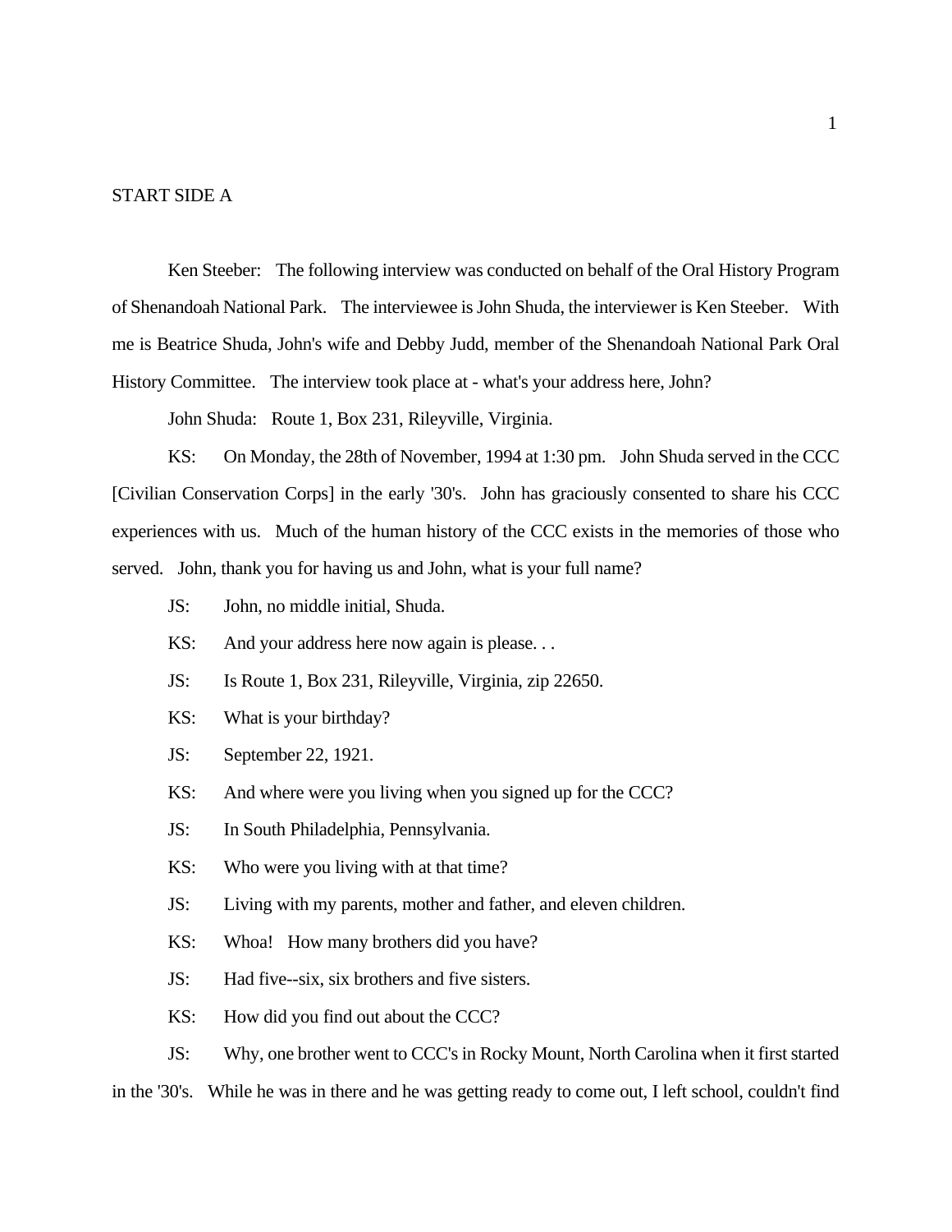START SIDE A

Ken Steeber: The following interview was conducted on behalf of the Oral History Program of Shenandoah National Park. The interviewee is John Shuda, the interviewer is Ken Steeber. With me is Beatrice Shuda, John's wife and Debby Judd, member of the Shenandoah National Park Oral History Committee. The interview took place at - what's your address here, John?

John Shuda: Route 1, Box 231, Rileyville, Virginia.

KS: On Monday, the 28th of November, 1994 at 1:30 pm. John Shuda served in the CCC [Civilian Conservation Corps] in the early '30's. John has graciously consented to share his CCC experiences with us. Much of the human history of the CCC exists in the memories of those who served. John, thank you for having us and John, what is your full name?

JS: John, no middle initial, Shuda.

KS: And your address here now again is please. . .

JS: Is Route 1, Box 231, Rileyville, Virginia, zip 22650.

KS: What is your birthday?

JS: September 22, 1921.

KS: And where were you living when you signed up for the CCC?

JS: In South Philadelphia, Pennsylvania.

KS: Who were you living with at that time?

JS: Living with my parents, mother and father, and eleven children.

KS: Whoa! How many brothers did you have?

JS: Had five--six, six brothers and five sisters.

KS: How did you find out about the CCC?

JS: Why, one brother went to CCC's in Rocky Mount, North Carolina when it first started in the '30's. While he was in there and he was getting ready to come out, I left school, couldn't find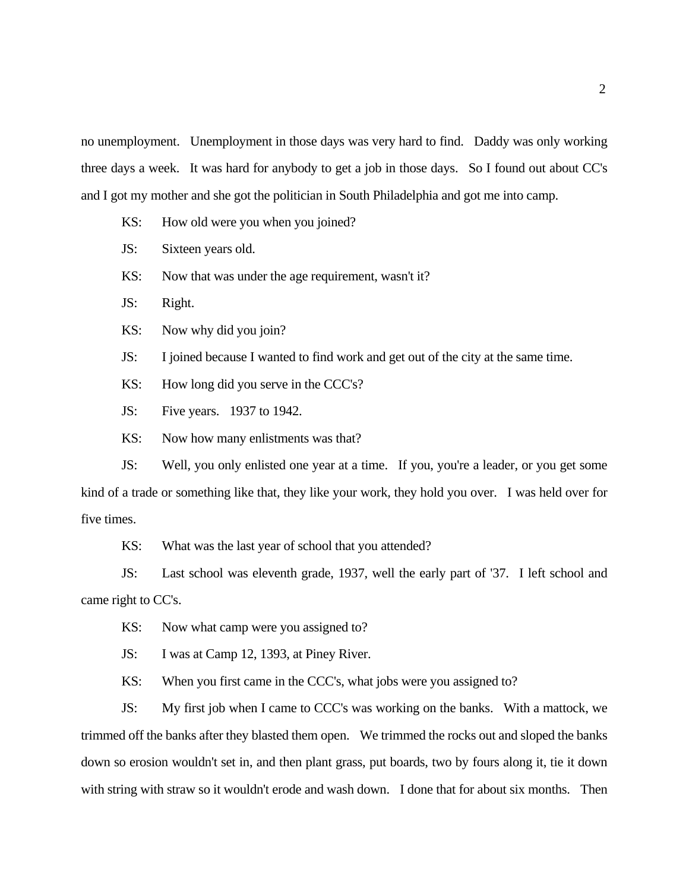no unemployment. Unemployment in those days was very hard to find. Daddy was only working three days a week. It was hard for anybody to get a job in those days. So I found out about CC's and I got my mother and she got the politician in South Philadelphia and got me into camp.

KS: How old were you when you joined?

JS: Sixteen years old.

KS: Now that was under the age requirement, wasn't it?

JS: Right.

KS: Now why did you join?

JS: I joined because I wanted to find work and get out of the city at the same time.

KS: How long did you serve in the CCC's?

JS: Five years. 1937 to 1942.

KS: Now how many enlistments was that?

JS: Well, you only enlisted one year at a time. If you, you're a leader, or you get some kind of a trade or something like that, they like your work, they hold you over. I was held over for five times.

KS: What was the last year of school that you attended?

JS: Last school was eleventh grade, 1937, well the early part of '37. I left school and came right to CC's.

KS: Now what camp were you assigned to?

JS: I was at Camp 12, 1393, at Piney River.

KS: When you first came in the CCC's, what jobs were you assigned to?

JS: My first job when I came to CCC's was working on the banks. With a mattock, we trimmed off the banks after they blasted them open. We trimmed the rocks out and sloped the banks down so erosion wouldn't set in, and then plant grass, put boards, two by fours along it, tie it down with string with straw so it wouldn't erode and wash down. I done that for about six months. Then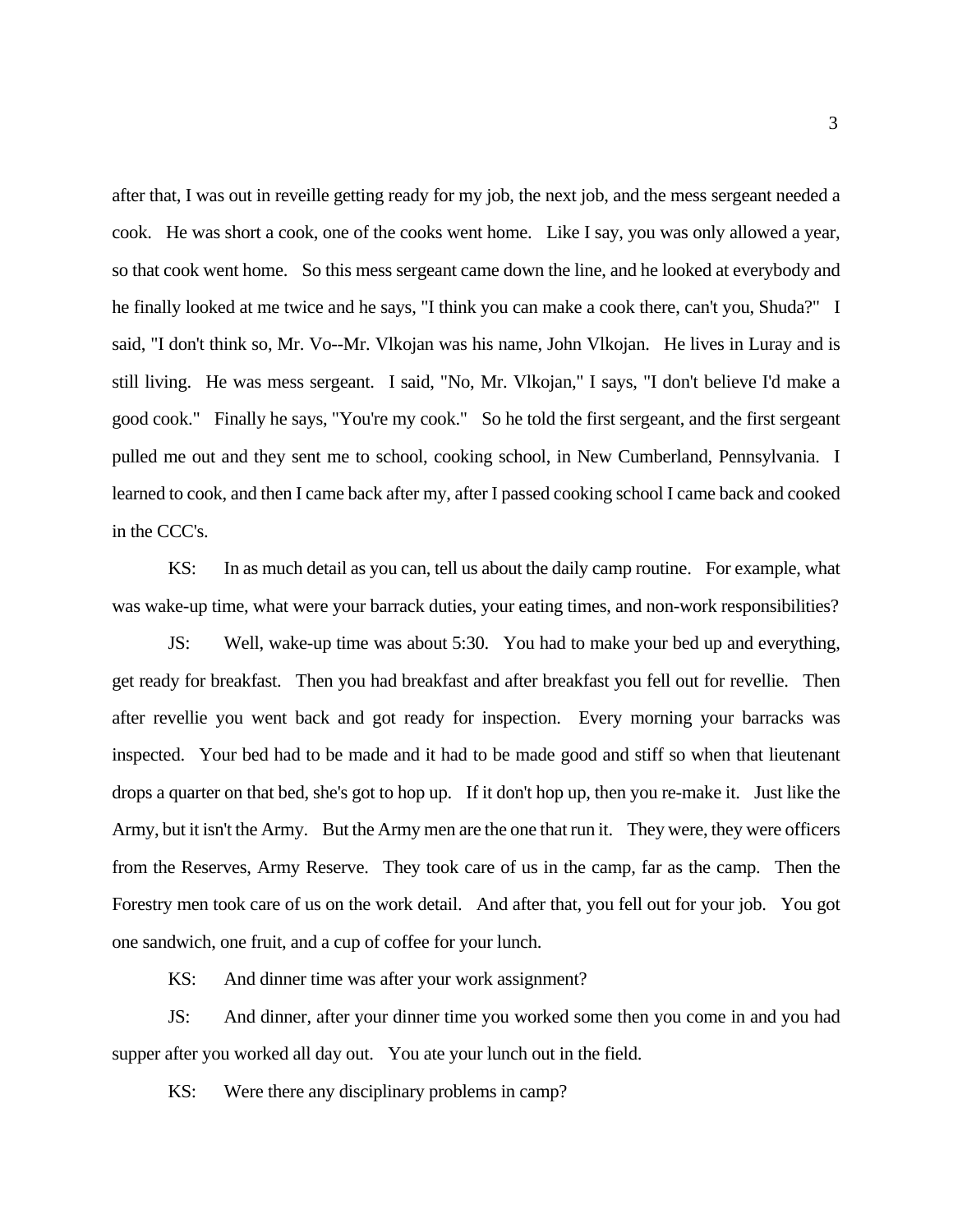after that, I was out in reveille getting ready for my job, the next job, and the mess sergeant needed a cook. He was short a cook, one of the cooks went home. Like I say, you was only allowed a year, so that cook went home. So this mess sergeant came down the line, and he looked at everybody and he finally looked at me twice and he says, "I think you can make a cook there, can't you, Shuda?" I said, "I don't think so, Mr. Vo--Mr. Vlkojan was his name, John Vlkojan. He lives in Luray and is still living. He was mess sergeant. I said, "No, Mr. Vlkojan," I says, "I don't believe I'd make a good cook." Finally he says, "You're my cook." So he told the first sergeant, and the first sergeant pulled me out and they sent me to school, cooking school, in New Cumberland, Pennsylvania. I learned to cook, and then I came back after my, after I passed cooking school I came back and cooked in the CCC's.

KS: In as much detail as you can, tell us about the daily camp routine. For example, what was wake-up time, what were your barrack duties, your eating times, and non-work responsibilities?

JS: Well, wake-up time was about 5:30. You had to make your bed up and everything, get ready for breakfast. Then you had breakfast and after breakfast you fell out for revellie. Then after revellie you went back and got ready for inspection. Every morning your barracks was inspected. Your bed had to be made and it had to be made good and stiff so when that lieutenant drops a quarter on that bed, she's got to hop up. If it don't hop up, then you re-make it. Just like the Army, but it isn't the Army. But the Army men are the one that run it. They were, they were officers from the Reserves, Army Reserve. They took care of us in the camp, far as the camp. Then the Forestry men took care of us on the work detail. And after that, you fell out for your job. You got one sandwich, one fruit, and a cup of coffee for your lunch.

KS: And dinner time was after your work assignment?

JS: And dinner, after your dinner time you worked some then you come in and you had supper after you worked all day out. You ate your lunch out in the field.

KS: Were there any disciplinary problems in camp?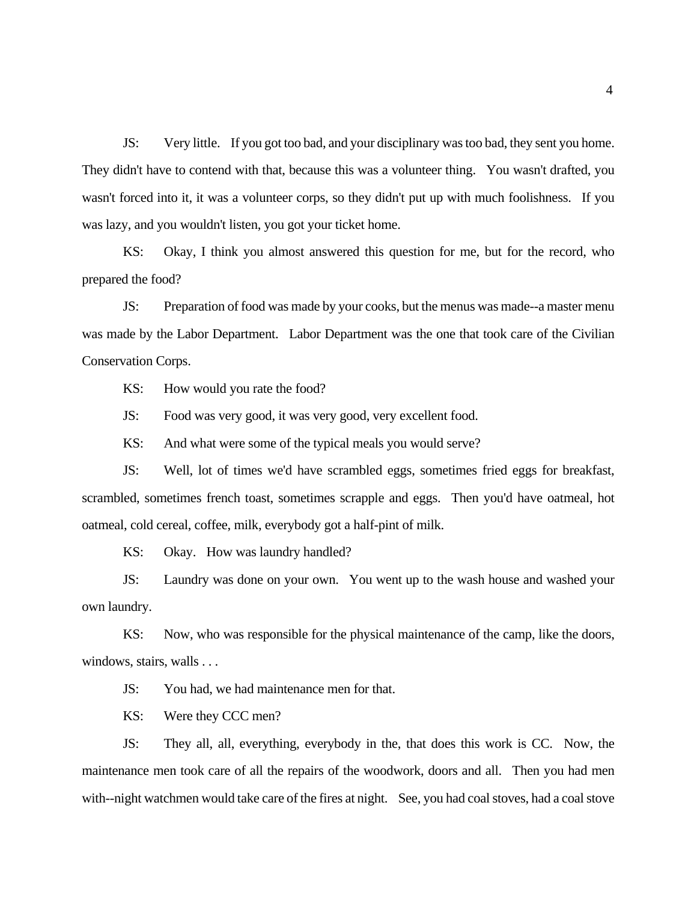JS: Very little. If you got too bad, and your disciplinary was too bad, they sent you home. They didn't have to contend with that, because this was a volunteer thing. You wasn't drafted, you wasn't forced into it, it was a volunteer corps, so they didn't put up with much foolishness. If you was lazy, and you wouldn't listen, you got your ticket home.

KS: Okay, I think you almost answered this question for me, but for the record, who prepared the food?

JS: Preparation of food was made by your cooks, but the menus was made--a master menu was made by the Labor Department. Labor Department was the one that took care of the Civilian Conservation Corps.

KS: How would you rate the food?

JS: Food was very good, it was very good, very excellent food.

KS: And what were some of the typical meals you would serve?

JS: Well, lot of times we'd have scrambled eggs, sometimes fried eggs for breakfast, scrambled, sometimes french toast, sometimes scrapple and eggs. Then you'd have oatmeal, hot oatmeal, cold cereal, coffee, milk, everybody got a half-pint of milk.

KS: Okay. How was laundry handled?

JS: Laundry was done on your own. You went up to the wash house and washed your own laundry.

KS: Now, who was responsible for the physical maintenance of the camp, like the doors, windows, stairs, walls . . .

JS: You had, we had maintenance men for that.

KS: Were they CCC men?

JS: They all, all, everything, everybody in the, that does this work is CC. Now, the maintenance men took care of all the repairs of the woodwork, doors and all. Then you had men with--night watchmen would take care of the fires at night. See, you had coal stoves, had a coal stove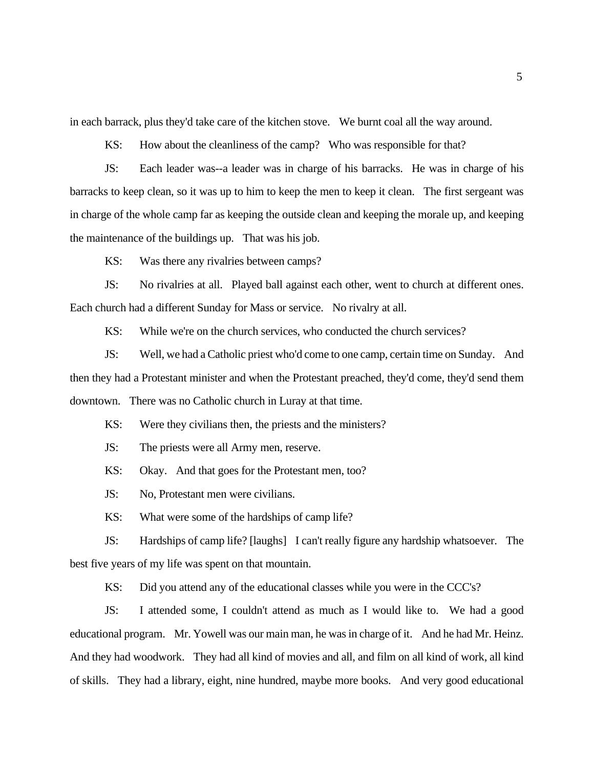in each barrack, plus they'd take care of the kitchen stove. We burnt coal all the way around.

KS: How about the cleanliness of the camp? Who was responsible for that?

JS: Each leader was--a leader was in charge of his barracks. He was in charge of his barracks to keep clean, so it was up to him to keep the men to keep it clean. The first sergeant was in charge of the whole camp far as keeping the outside clean and keeping the morale up, and keeping the maintenance of the buildings up. That was his job.

KS: Was there any rivalries between camps?

JS: No rivalries at all. Played ball against each other, went to church at different ones. Each church had a different Sunday for Mass or service. No rivalry at all.

KS: While we're on the church services, who conducted the church services?

JS: Well, we had a Catholic priest who'd come to one camp, certain time on Sunday. And then they had a Protestant minister and when the Protestant preached, they'd come, they'd send them downtown. There was no Catholic church in Luray at that time.

KS: Were they civilians then, the priests and the ministers?

JS: The priests were all Army men, reserve.

KS: Okay. And that goes for the Protestant men, too?

JS: No, Protestant men were civilians.

KS: What were some of the hardships of camp life?

JS: Hardships of camp life? [laughs] I can't really figure any hardship whatsoever. The best five years of my life was spent on that mountain.

KS: Did you attend any of the educational classes while you were in the CCC's?

JS: I attended some, I couldn't attend as much as I would like to. We had a good educational program. Mr. Yowell was our main man, he was in charge of it. And he had Mr. Heinz. And they had woodwork. They had all kind of movies and all, and film on all kind of work, all kind of skills. They had a library, eight, nine hundred, maybe more books. And very good educational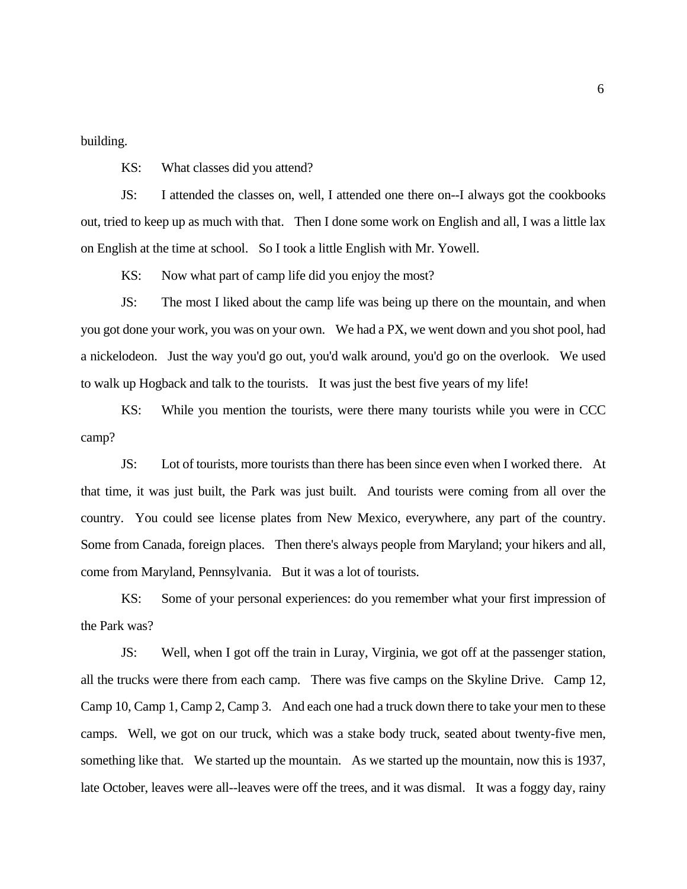building.

KS: What classes did you attend?

JS: I attended the classes on, well, I attended one there on--I always got the cookbooks out, tried to keep up as much with that. Then I done some work on English and all, I was a little lax on English at the time at school. So I took a little English with Mr. Yowell.

KS: Now what part of camp life did you enjoy the most?

JS: The most I liked about the camp life was being up there on the mountain, and when you got done your work, you was on your own. We had a PX, we went down and you shot pool, had a nickelodeon. Just the way you'd go out, you'd walk around, you'd go on the overlook. We used to walk up Hogback and talk to the tourists. It was just the best five years of my life!

KS: While you mention the tourists, were there many tourists while you were in CCC camp?

JS: Lot of tourists, more tourists than there has been since even when I worked there. At that time, it was just built, the Park was just built. And tourists were coming from all over the country. You could see license plates from New Mexico, everywhere, any part of the country. Some from Canada, foreign places. Then there's always people from Maryland; your hikers and all, come from Maryland, Pennsylvania. But it was a lot of tourists.

KS: Some of your personal experiences: do you remember what your first impression of the Park was?

JS: Well, when I got off the train in Luray, Virginia, we got off at the passenger station, all the trucks were there from each camp. There was five camps on the Skyline Drive. Camp 12, Camp 10, Camp 1, Camp 2, Camp 3. And each one had a truck down there to take your men to these camps. Well, we got on our truck, which was a stake body truck, seated about twenty-five men, something like that. We started up the mountain. As we started up the mountain, now this is 1937, late October, leaves were all--leaves were off the trees, and it was dismal. It was a foggy day, rainy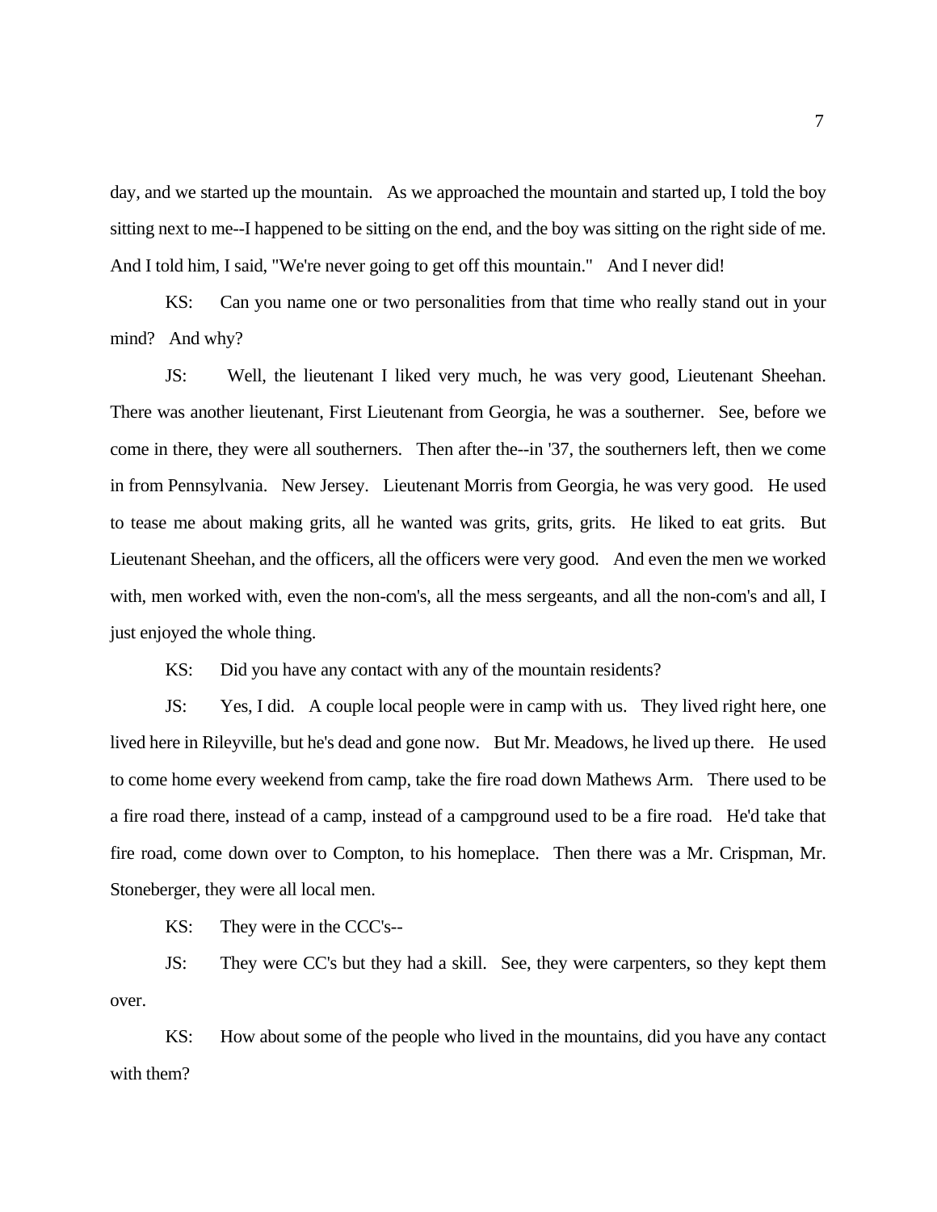day, and we started up the mountain. As we approached the mountain and started up, I told the boy sitting next to me--I happened to be sitting on the end, and the boy was sitting on the right side of me. And I told him, I said, "We're never going to get off this mountain." And I never did!

KS: Can you name one or two personalities from that time who really stand out in your mind? And why?

JS: Well, the lieutenant I liked very much, he was very good, Lieutenant Sheehan. There was another lieutenant, First Lieutenant from Georgia, he was a southerner. See, before we come in there, they were all southerners. Then after the--in '37, the southerners left, then we come in from Pennsylvania. New Jersey. Lieutenant Morris from Georgia, he was very good. He used to tease me about making grits, all he wanted was grits, grits, grits. He liked to eat grits. But Lieutenant Sheehan, and the officers, all the officers were very good. And even the men we worked with, men worked with, even the non-com's, all the mess sergeants, and all the non-com's and all, I just enjoyed the whole thing.

KS: Did you have any contact with any of the mountain residents?

JS: Yes, I did. A couple local people were in camp with us. They lived right here, one lived here in Rileyville, but he's dead and gone now. But Mr. Meadows, he lived up there. He used to come home every weekend from camp, take the fire road down Mathews Arm. There used to be a fire road there, instead of a camp, instead of a campground used to be a fire road. He'd take that fire road, come down over to Compton, to his homeplace. Then there was a Mr. Crispman, Mr. Stoneberger, they were all local men.

KS: They were in the CCC's--

JS: They were CC's but they had a skill. See, they were carpenters, so they kept them over.

KS: How about some of the people who lived in the mountains, did you have any contact with them?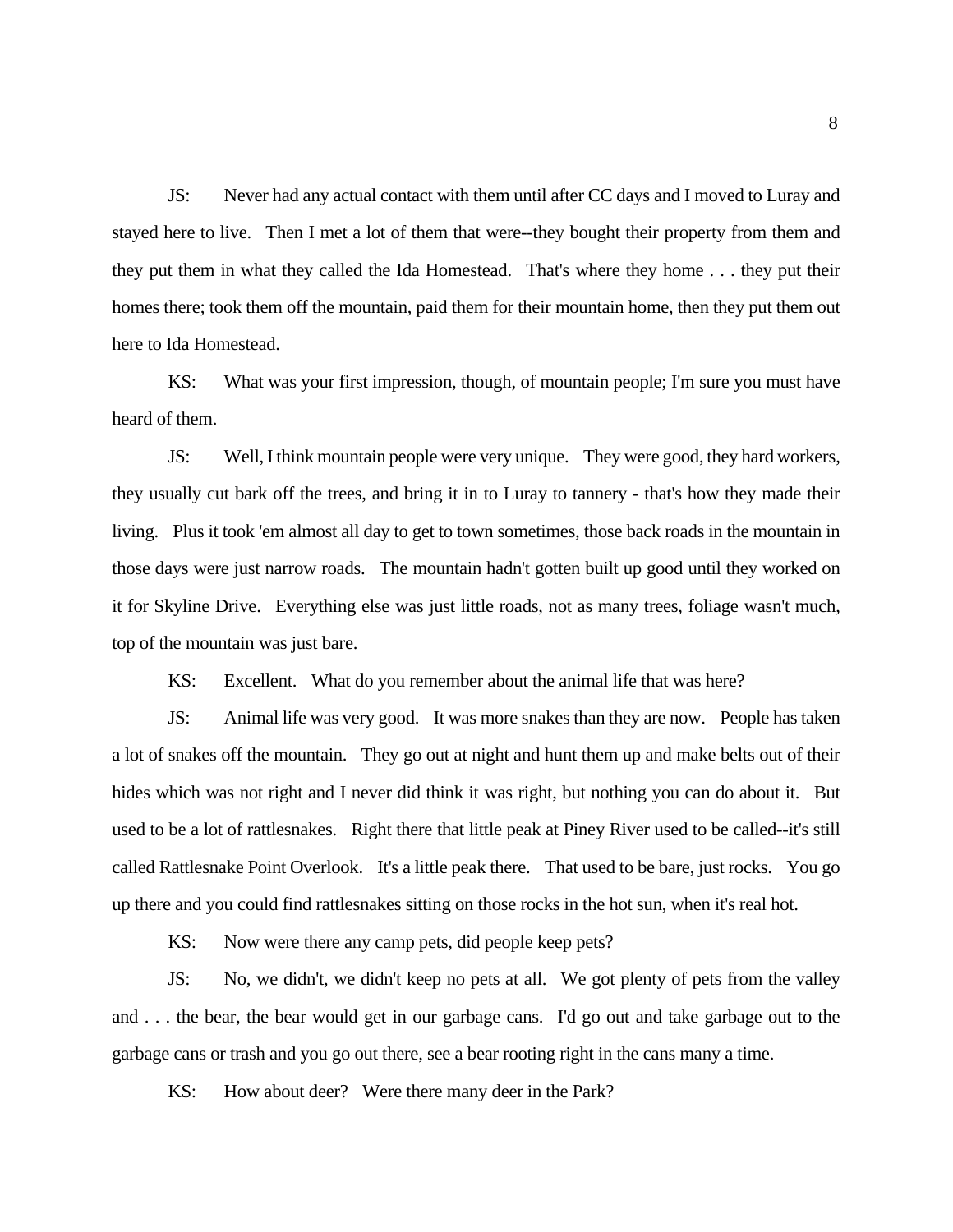JS: Never had any actual contact with them until after CC days and I moved to Luray and stayed here to live. Then I met a lot of them that were--they bought their property from them and they put them in what they called the Ida Homestead. That's where they home . . . they put their homes there; took them off the mountain, paid them for their mountain home, then they put them out here to Ida Homestead.

KS: What was your first impression, though, of mountain people; I'm sure you must have heard of them.

JS: Well, I think mountain people were very unique. They were good, they hard workers, they usually cut bark off the trees, and bring it in to Luray to tannery - that's how they made their living. Plus it took 'em almost all day to get to town sometimes, those back roads in the mountain in those days were just narrow roads. The mountain hadn't gotten built up good until they worked on it for Skyline Drive. Everything else was just little roads, not as many trees, foliage wasn't much, top of the mountain was just bare.

KS: Excellent. What do you remember about the animal life that was here?

JS: Animal life was very good. It was more snakes than they are now. People has taken a lot of snakes off the mountain. They go out at night and hunt them up and make belts out of their hides which was not right and I never did think it was right, but nothing you can do about it. But used to be a lot of rattlesnakes. Right there that little peak at Piney River used to be called--it's still called Rattlesnake Point Overlook. It's a little peak there. That used to be bare, just rocks. You go up there and you could find rattlesnakes sitting on those rocks in the hot sun, when it's real hot.

KS: Now were there any camp pets, did people keep pets?

JS: No, we didn't, we didn't keep no pets at all. We got plenty of pets from the valley and . . . the bear, the bear would get in our garbage cans. I'd go out and take garbage out to the garbage cans or trash and you go out there, see a bear rooting right in the cans many a time.

KS: How about deer? Were there many deer in the Park?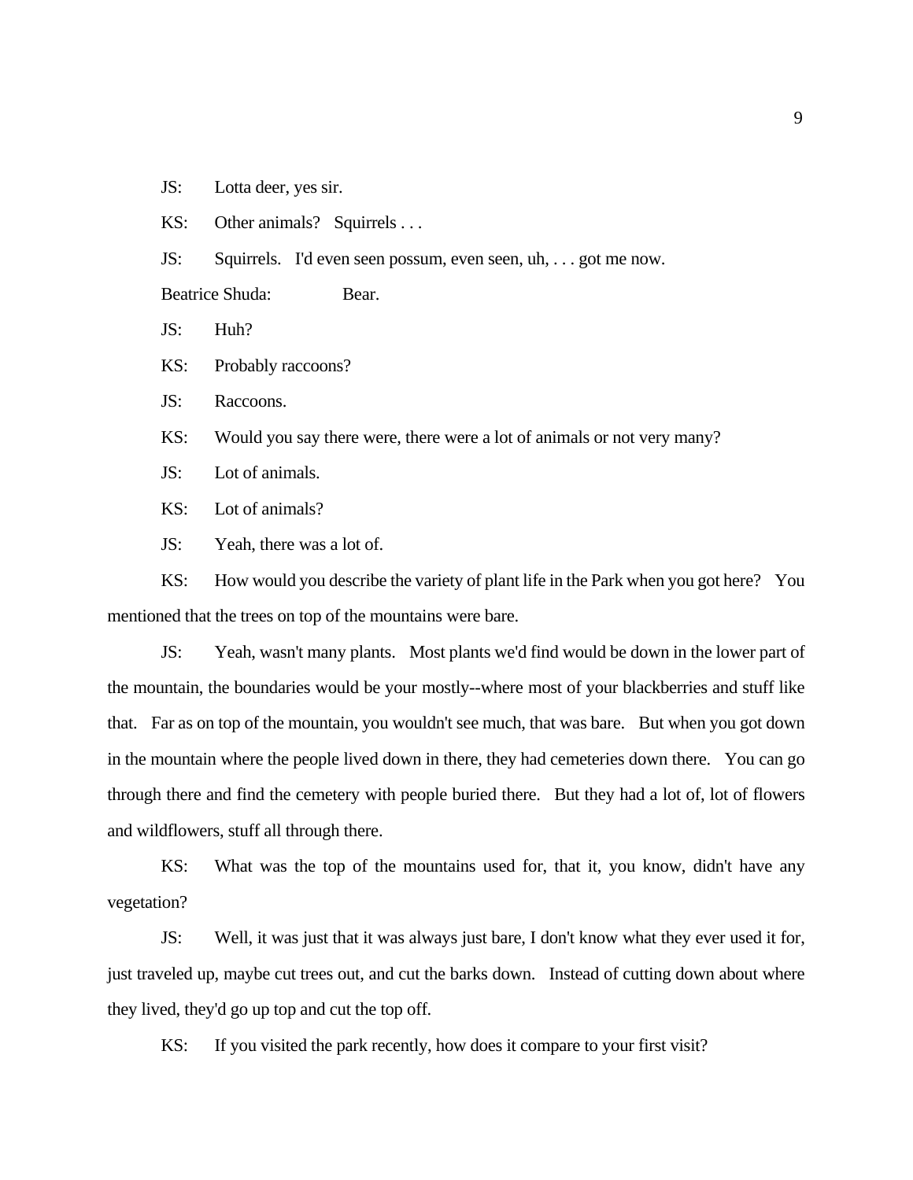JS: Lotta deer, yes sir.

KS: Other animals? Squirrels . . .

JS: Squirrels. I'd even seen possum, even seen, uh, . . . got me now.

Beatrice Shuda: Bear.

JS: Huh?

KS: Probably raccoons?

JS: Raccoons.

KS: Would you say there were, there were a lot of animals or not very many?

JS: Lot of animals.

KS: Lot of animals?

JS: Yeah, there was a lot of.

KS: How would you describe the variety of plant life in the Park when you got here? You mentioned that the trees on top of the mountains were bare.

JS: Yeah, wasn't many plants. Most plants we'd find would be down in the lower part of the mountain, the boundaries would be your mostly--where most of your blackberries and stuff like that. Far as on top of the mountain, you wouldn't see much, that was bare. But when you got down in the mountain where the people lived down in there, they had cemeteries down there. You can go through there and find the cemetery with people buried there. But they had a lot of, lot of flowers and wildflowers, stuff all through there.

KS: What was the top of the mountains used for, that it, you know, didn't have any vegetation?

JS: Well, it was just that it was always just bare, I don't know what they ever used it for, just traveled up, maybe cut trees out, and cut the barks down. Instead of cutting down about where they lived, they'd go up top and cut the top off.

KS: If you visited the park recently, how does it compare to your first visit?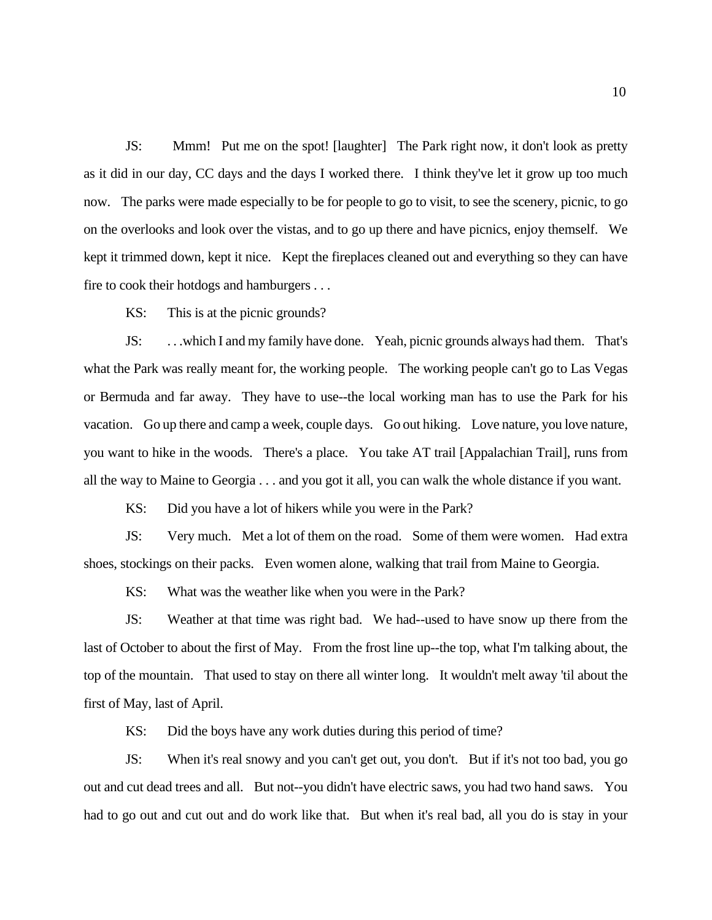JS: Mmm! Put me on the spot! [laughter] The Park right now, it don't look as pretty as it did in our day, CC days and the days I worked there. I think they've let it grow up too much now. The parks were made especially to be for people to go to visit, to see the scenery, picnic, to go on the overlooks and look over the vistas, and to go up there and have picnics, enjoy themself. We kept it trimmed down, kept it nice. Kept the fireplaces cleaned out and everything so they can have fire to cook their hotdogs and hamburgers . . .

KS: This is at the picnic grounds?

JS: . . .which I and my family have done. Yeah, picnic grounds always had them. That's what the Park was really meant for, the working people. The working people can't go to Las Vegas or Bermuda and far away. They have to use--the local working man has to use the Park for his vacation. Go up there and camp a week, couple days. Go out hiking. Love nature, you love nature, you want to hike in the woods. There's a place. You take AT trail [Appalachian Trail], runs from all the way to Maine to Georgia . . . and you got it all, you can walk the whole distance if you want.

KS: Did you have a lot of hikers while you were in the Park?

JS: Very much. Met a lot of them on the road. Some of them were women. Had extra shoes, stockings on their packs. Even women alone, walking that trail from Maine to Georgia.

KS: What was the weather like when you were in the Park?

JS: Weather at that time was right bad. We had--used to have snow up there from the last of October to about the first of May. From the frost line up--the top, what I'm talking about, the top of the mountain. That used to stay on there all winter long. It wouldn't melt away 'til about the first of May, last of April.

KS: Did the boys have any work duties during this period of time?

JS: When it's real snowy and you can't get out, you don't. But if it's not too bad, you go out and cut dead trees and all. But not--you didn't have electric saws, you had two hand saws. You had to go out and cut out and do work like that. But when it's real bad, all you do is stay in your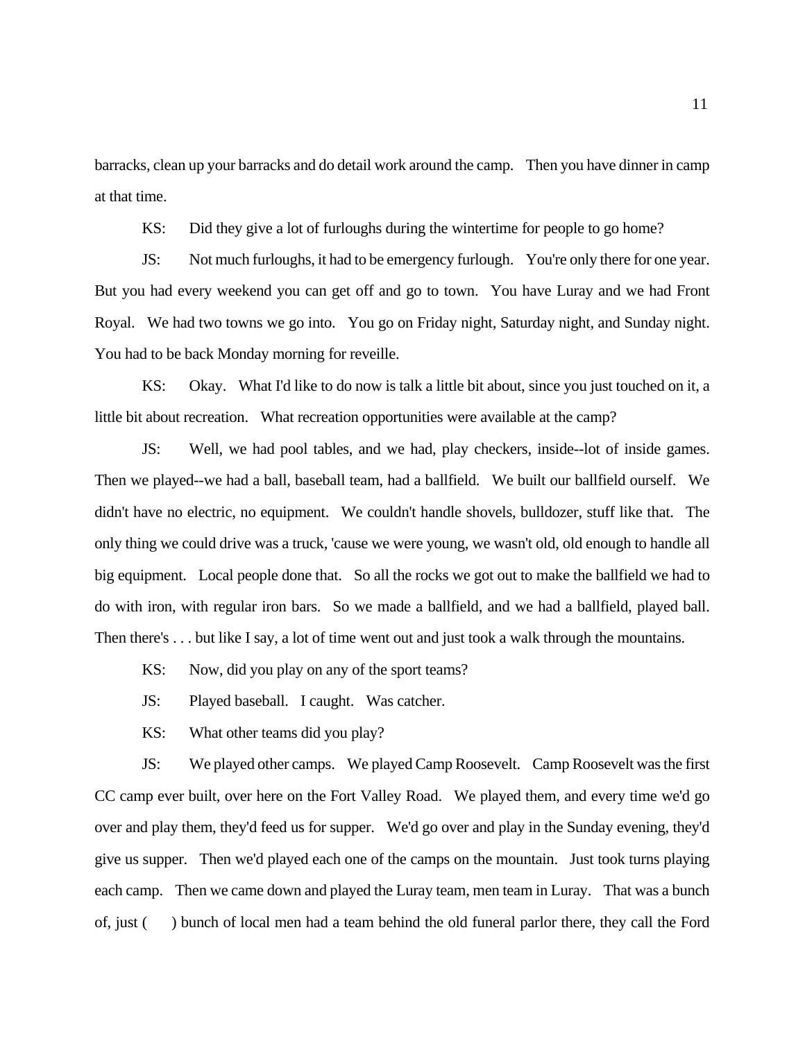barracks, clean up your barracks and do detail work around the camp. Then you have dinner in camp at that time.

KS: Did they give a lot of furloughs during the wintertime for people to go home?

JS: Not much furloughs, it had to be emergency furlough. You're only there for one year. But you had every weekend you can get off and go to town. You have Luray and we had Front Royal. We had two towns we go into. You go on Friday night, Saturday night, and Sunday night. You had to be back Monday morning for reveille.

KS: Okay. What I'd like to do now is talk a little bit about, since you just touched on it, a little bit about recreation. What recreation opportunities were available at the camp?

JS: Well, we had pool tables, and we had, play checkers, inside--lot of inside games. Then we played--we had a ball, baseball team, had a ballfield. We built our ballfield ourself. We didn't have no electric, no equipment. We couldn't handle shovels, bulldozer, stuff like that. The only thing we could drive was a truck, 'cause we were young, we wasn't old, old enough to handle all big equipment. Local people done that. So all the rocks we got out to make the ballfield we had to do with iron, with regular iron bars. So we made a ballfield, and we had a ballfield, played ball. Then there's . . . but like I say, a lot of time went out and just took a walk through the mountains.

KS: Now, did you play on any of the sport teams?

JS: Played baseball. I caught. Was catcher.

KS: What other teams did you play?

JS: We played other camps. We played Camp Roosevelt. Camp Roosevelt was the first CC camp ever built, over here on the Fort Valley Road. We played them, and every time we'd go over and play them, they'd feed us for supper. We'd go over and play in the Sunday evening, they'd give us supper. Then we'd played each one of the camps on the mountain. Just took turns playing each camp. Then we came down and played the Luray team, men team in Luray. That was a bunch of, just ( ) bunch of local men had a team behind the old funeral parlor there, they call the Ford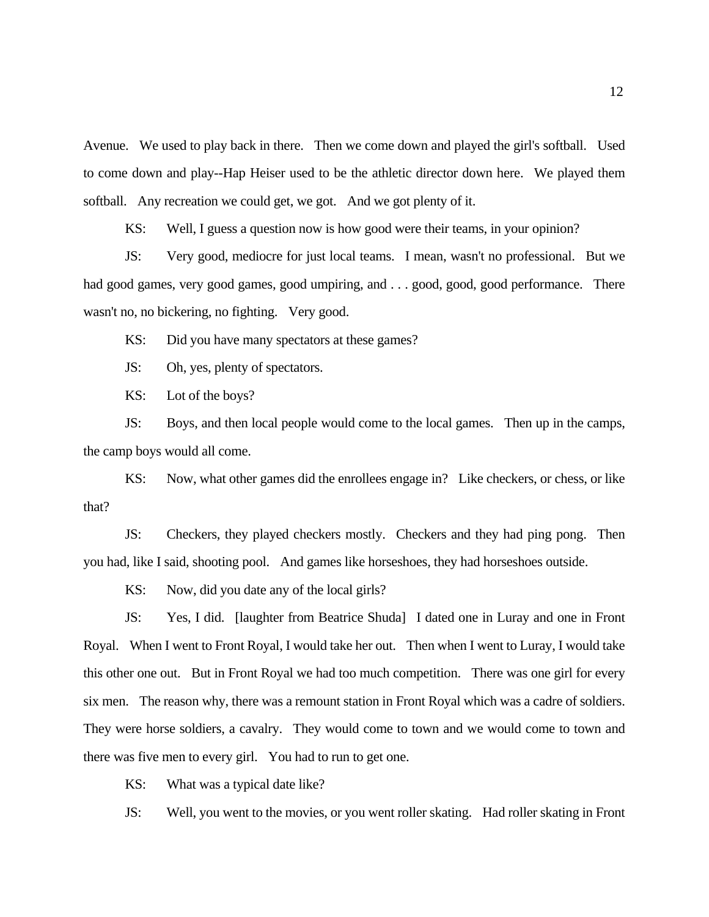Avenue. We used to play back in there. Then we come down and played the girl's softball. Used to come down and play--Hap Heiser used to be the athletic director down here. We played them softball. Any recreation we could get, we got. And we got plenty of it.

KS: Well, I guess a question now is how good were their teams, in your opinion?

JS: Very good, mediocre for just local teams. I mean, wasn't no professional. But we had good games, very good games, good umpiring, and . . . good, good, good performance. There wasn't no, no bickering, no fighting. Very good.

KS: Did you have many spectators at these games?

JS: Oh, yes, plenty of spectators.

KS: Lot of the boys?

JS: Boys, and then local people would come to the local games. Then up in the camps, the camp boys would all come.

KS: Now, what other games did the enrollees engage in? Like checkers, or chess, or like that?

JS: Checkers, they played checkers mostly. Checkers and they had ping pong. Then you had, like I said, shooting pool. And games like horseshoes, they had horseshoes outside.

KS: Now, did you date any of the local girls?

JS: Yes, I did. [laughter from Beatrice Shuda] I dated one in Luray and one in Front Royal. When I went to Front Royal, I would take her out. Then when I went to Luray, I would take this other one out. But in Front Royal we had too much competition. There was one girl for every six men. The reason why, there was a remount station in Front Royal which was a cadre of soldiers. They were horse soldiers, a cavalry. They would come to town and we would come to town and there was five men to every girl. You had to run to get one.

KS: What was a typical date like?

JS: Well, you went to the movies, or you went roller skating. Had roller skating in Front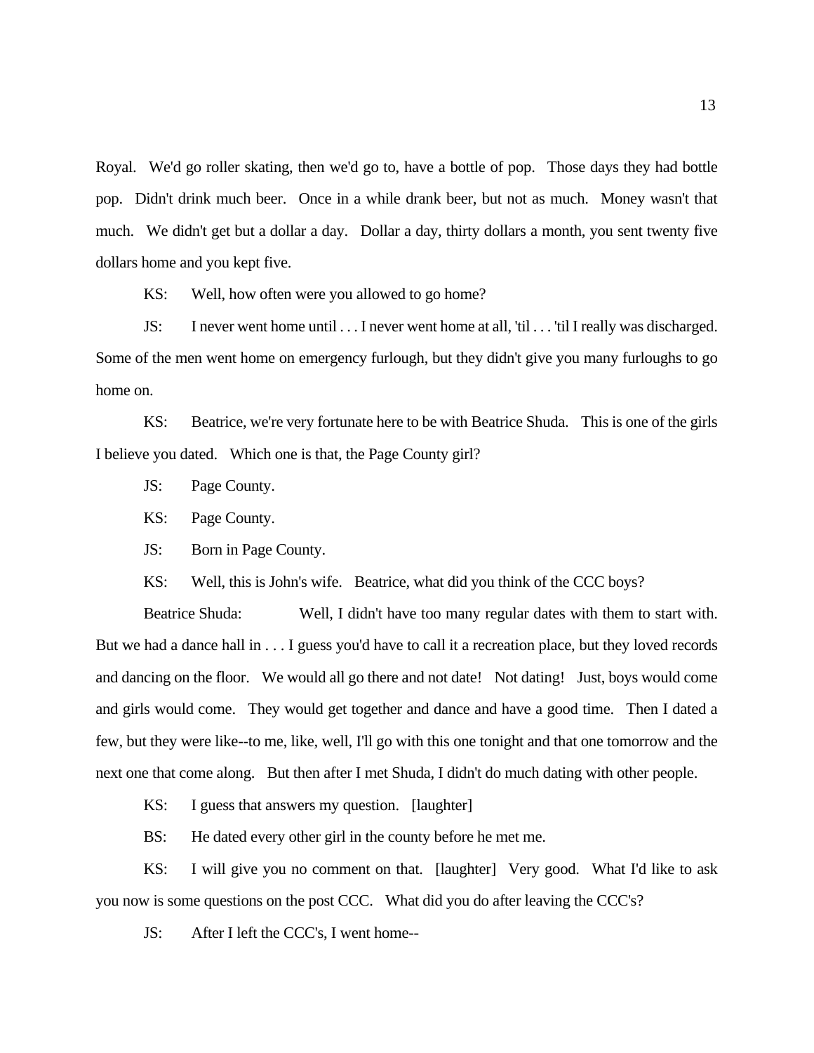Royal. We'd go roller skating, then we'd go to, have a bottle of pop. Those days they had bottle pop. Didn't drink much beer. Once in a while drank beer, but not as much. Money wasn't that much. We didn't get but a dollar a day. Dollar a day, thirty dollars a month, you sent twenty five dollars home and you kept five.

KS: Well, how often were you allowed to go home?

JS: I never went home until . . . I never went home at all, 'til . . . 'til I really was discharged. Some of the men went home on emergency furlough, but they didn't give you many furloughs to go home on.

KS: Beatrice, we're very fortunate here to be with Beatrice Shuda. This is one of the girls I believe you dated. Which one is that, the Page County girl?

JS: Page County.

KS: Page County.

JS: Born in Page County.

KS: Well, this is John's wife. Beatrice, what did you think of the CCC boys?

Beatrice Shuda: Well, I didn't have too many regular dates with them to start with. But we had a dance hall in . . . I guess you'd have to call it a recreation place, but they loved records and dancing on the floor. We would all go there and not date! Not dating! Just, boys would come and girls would come. They would get together and dance and have a good time. Then I dated a few, but they were like--to me, like, well, I'll go with this one tonight and that one tomorrow and the next one that come along. But then after I met Shuda, I didn't do much dating with other people.

KS: I guess that answers my question. [laughter]

BS: He dated every other girl in the county before he met me.

KS: I will give you no comment on that. [laughter] Very good. What I'd like to ask you now is some questions on the post CCC. What did you do after leaving the CCC's?

JS: After I left the CCC's, I went home--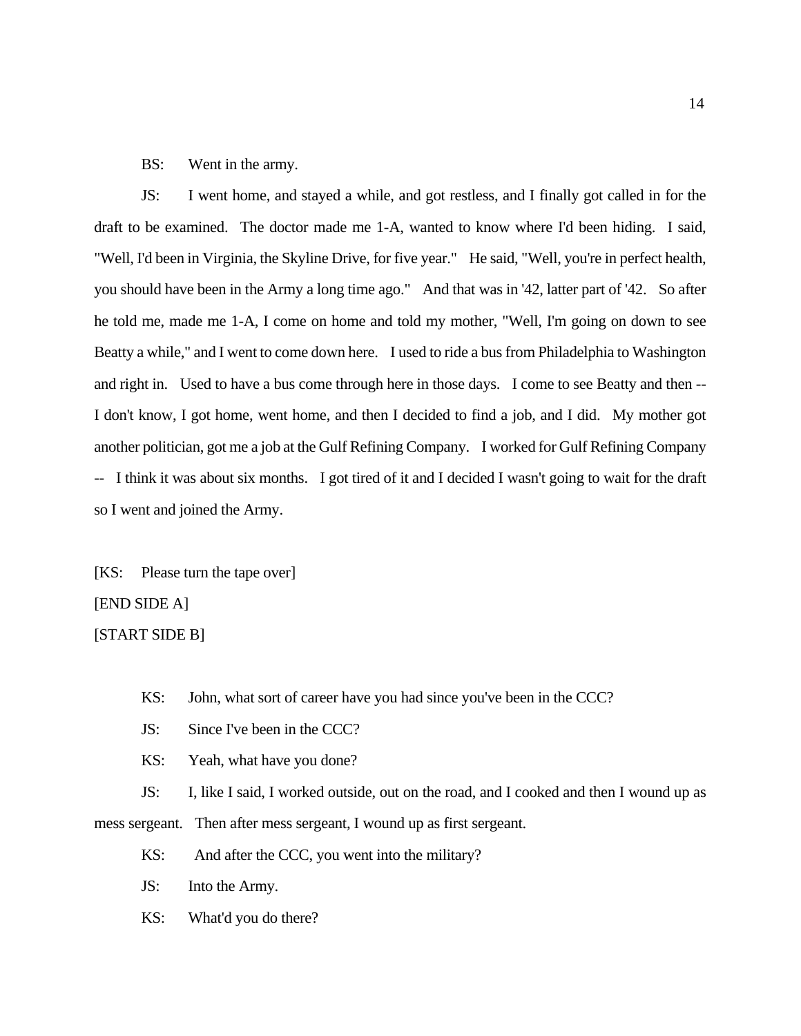BS: Went in the army.

JS: I went home, and stayed a while, and got restless, and I finally got called in for the draft to be examined. The doctor made me 1-A, wanted to know where I'd been hiding. I said, "Well, I'd been in Virginia, the Skyline Drive, for five year." He said, "Well, you're in perfect health, you should have been in the Army a long time ago." And that was in '42, latter part of '42. So after he told me, made me 1-A, I come on home and told my mother, "Well, I'm going on down to see Beatty a while," and I went to come down here. I used to ride a bus from Philadelphia to Washington and right in. Used to have a bus come through here in those days. I come to see Beatty and then -- I don't know, I got home, went home, and then I decided to find a job, and I did. My mother got another politician, got me a job at the Gulf Refining Company. I worked for Gulf Refining Company -- I think it was about six months. I got tired of it and I decided I wasn't going to wait for the draft so I went and joined the Army.

[KS: Please turn the tape over]

[END SIDE A]

[START SIDE B]

KS: John, what sort of career have you had since you've been in the CCC?

JS: Since I've been in the CCC?

KS: Yeah, what have you done?

JS: I, like I said, I worked outside, out on the road, and I cooked and then I wound up as mess sergeant. Then after mess sergeant, I wound up as first sergeant.

KS: And after the CCC, you went into the military?

JS: Into the Army.

KS: What'd you do there?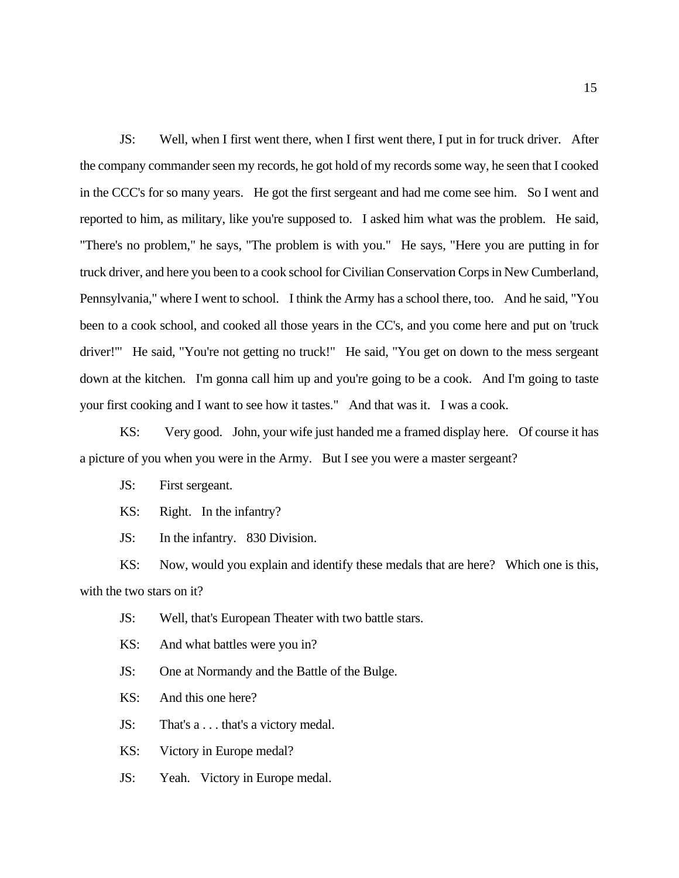JS: Well, when I first went there, when I first went there, I put in for truck driver. After the company commander seen my records, he got hold of my records some way, he seen that I cooked in the CCC's for so many years. He got the first sergeant and had me come see him. So I went and reported to him, as military, like you're supposed to. I asked him what was the problem. He said, "There's no problem," he says, "The problem is with you." He says, "Here you are putting in for truck driver, and here you been to a cook school for Civilian Conservation Corps in New Cumberland, Pennsylvania," where I went to school. I think the Army has a school there, too. And he said, "You been to a cook school, and cooked all those years in the CC's, and you come here and put on 'truck driver!'" He said, "You're not getting no truck!" He said, "You get on down to the mess sergeant down at the kitchen. I'm gonna call him up and you're going to be a cook. And I'm going to taste your first cooking and I want to see how it tastes." And that was it. I was a cook.

KS: Very good. John, your wife just handed me a framed display here. Of course it has a picture of you when you were in the Army. But I see you were a master sergeant?

JS: First sergeant.

KS: Right. In the infantry?

JS: In the infantry. 830 Division.

KS: Now, would you explain and identify these medals that are here? Which one is this, with the two stars on it?

JS: Well, that's European Theater with two battle stars.

KS: And what battles were you in?

JS: One at Normandy and the Battle of the Bulge.

KS: And this one here?

JS: That's a . . . that's a victory medal.

KS: Victory in Europe medal?

JS: Yeah. Victory in Europe medal.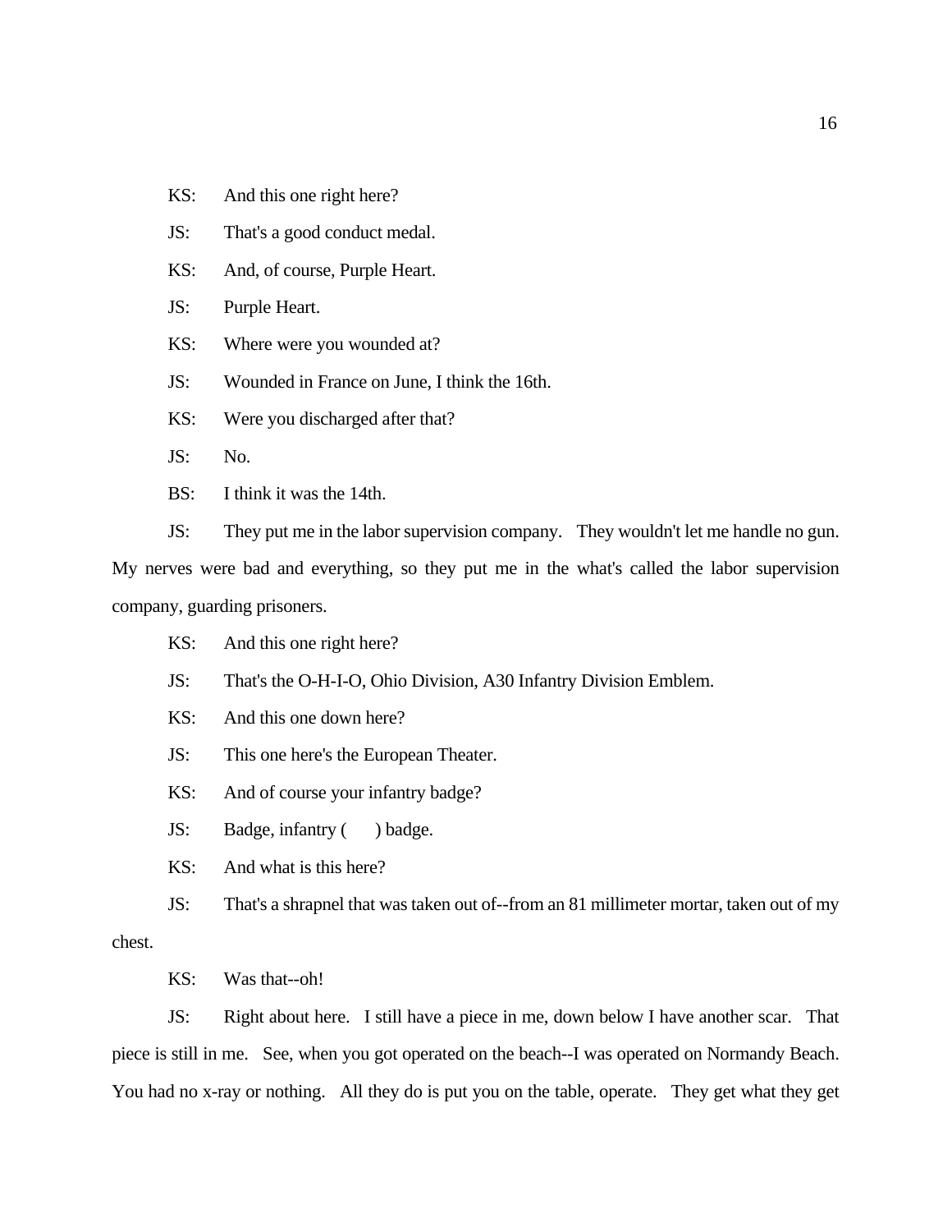KS: And this one right here?

JS: That's a good conduct medal.

KS: And, of course, Purple Heart.

JS: Purple Heart.

KS: Where were you wounded at?

JS: Wounded in France on June, I think the 16th.

KS: Were you discharged after that?

JS: No.

BS: I think it was the 14th.

JS: They put me in the labor supervision company. They wouldn't let me handle no gun. My nerves were bad and everything, so they put me in the what's called the labor supervision company, guarding prisoners.

KS: And this one right here?

JS: That's the O-H-I-O, Ohio Division, A30 Infantry Division Emblem.

KS: And this one down here?

JS: This one here's the European Theater.

KS: And of course your infantry badge?

JS: Badge, infantry (   ) badge.

KS: And what is this here?

JS: That's a shrapnel that was taken out of--from an 81 millimeter mortar, taken out of my chest.

KS: Was that--oh!

JS: Right about here. I still have a piece in me, down below I have another scar. That piece is still in me. See, when you got operated on the beach--I was operated on Normandy Beach. You had no x-ray or nothing. All they do is put you on the table, operate. They get what they get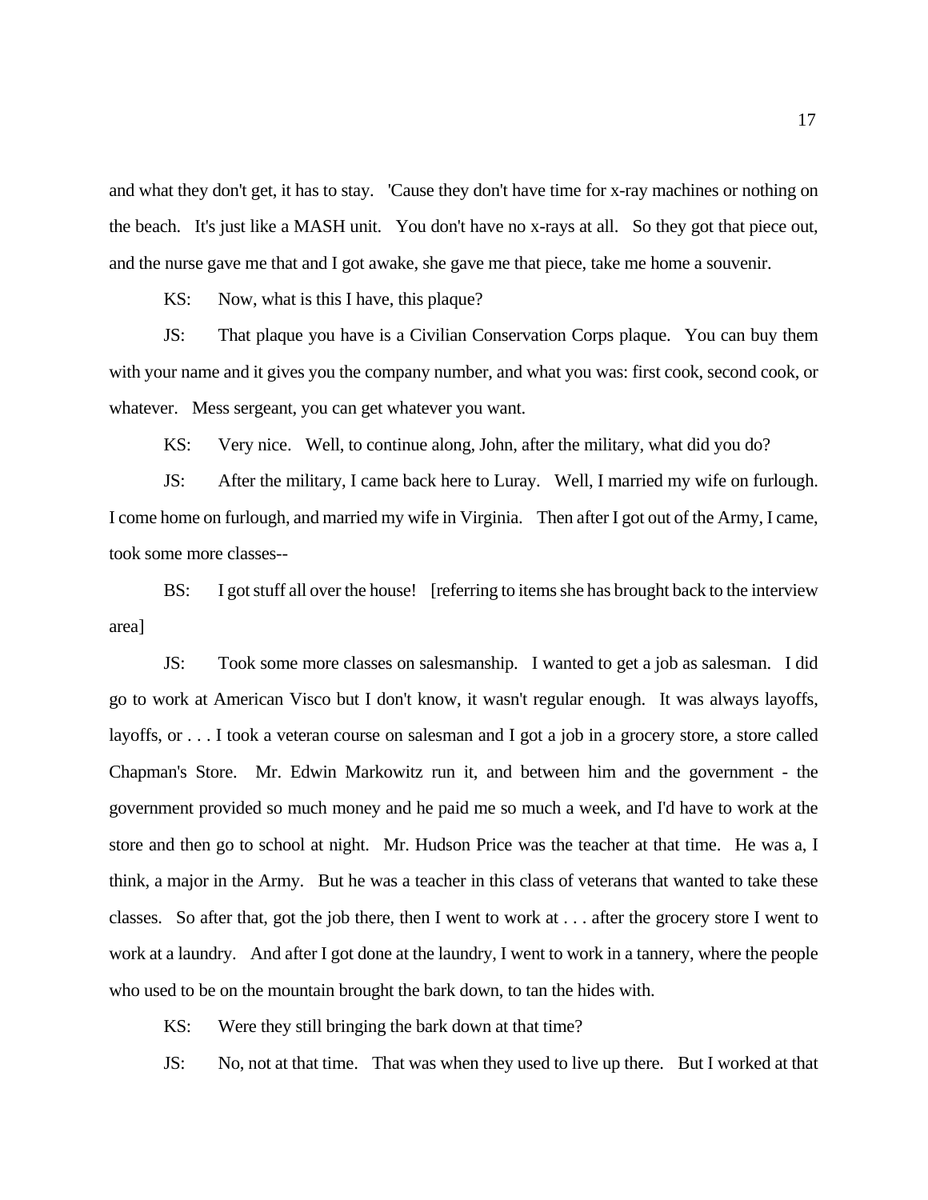and what they don't get, it has to stay. 'Cause they don't have time for x-ray machines or nothing on the beach. It's just like a MASH unit. You don't have no x-rays at all. So they got that piece out, and the nurse gave me that and I got awake, she gave me that piece, take me home a souvenir.

KS: Now, what is this I have, this plaque?

JS: That plaque you have is a Civilian Conservation Corps plaque. You can buy them with your name and it gives you the company number, and what you was: first cook, second cook, or whatever. Mess sergeant, you can get whatever you want.

KS: Very nice. Well, to continue along, John, after the military, what did you do?

JS: After the military, I came back here to Luray. Well, I married my wife on furlough. I come home on furlough, and married my wife in Virginia. Then after I got out of the Army, I came, took some more classes--

BS: I got stuff all over the house! [referring to items she has brought back to the interview area]

JS: Took some more classes on salesmanship. I wanted to get a job as salesman. I did go to work at American Visco but I don't know, it wasn't regular enough. It was always layoffs, layoffs, or . . . I took a veteran course on salesman and I got a job in a grocery store, a store called Chapman's Store. Mr. Edwin Markowitz run it, and between him and the government - the government provided so much money and he paid me so much a week, and I'd have to work at the store and then go to school at night. Mr. Hudson Price was the teacher at that time. He was a, I think, a major in the Army. But he was a teacher in this class of veterans that wanted to take these classes. So after that, got the job there, then I went to work at . . . after the grocery store I went to work at a laundry. And after I got done at the laundry, I went to work in a tannery, where the people who used to be on the mountain brought the bark down, to tan the hides with.

KS: Were they still bringing the bark down at that time?

JS: No, not at that time. That was when they used to live up there. But I worked at that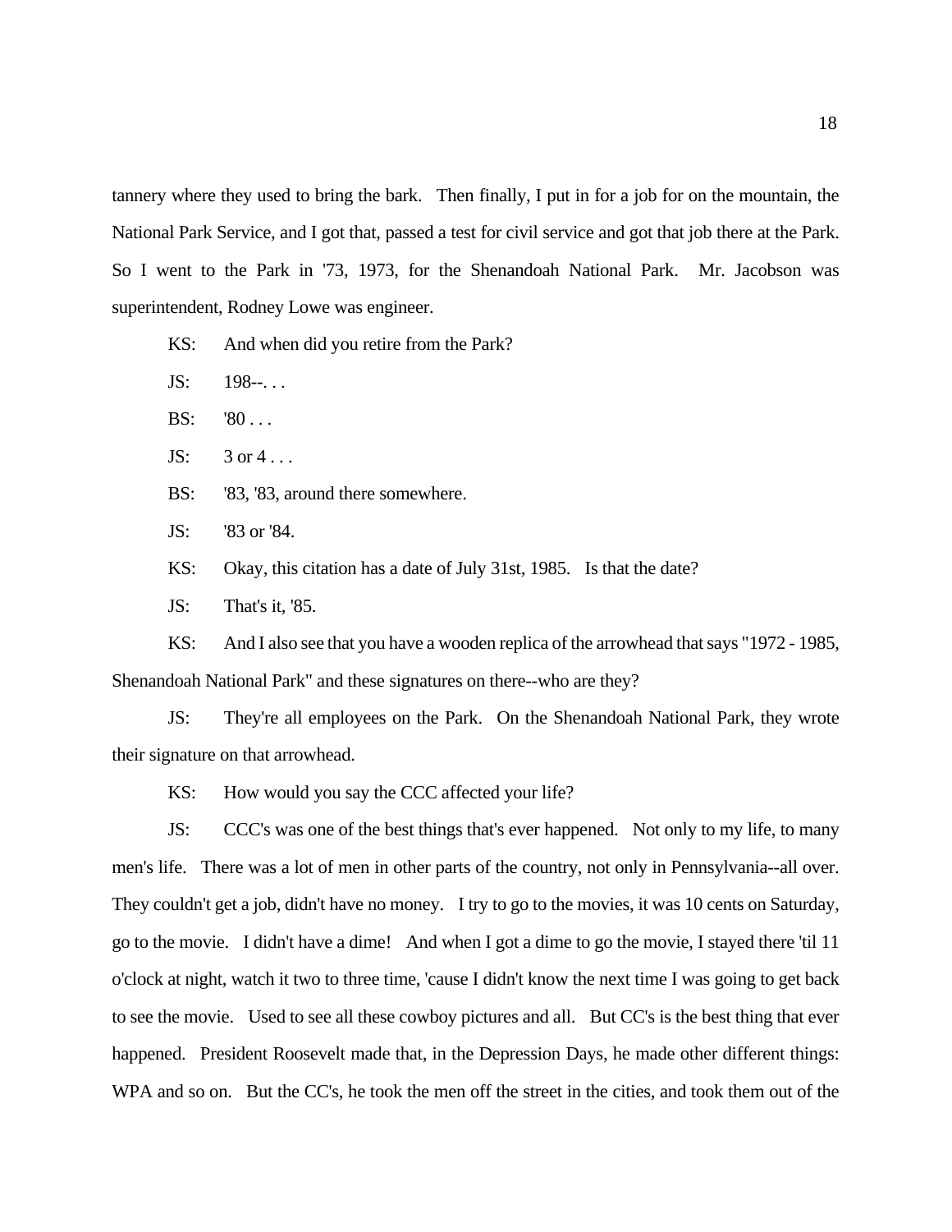tannery where they used to bring the bark. Then finally, I put in for a job for on the mountain, the National Park Service, and I got that, passed a test for civil service and got that job there at the Park. So I went to the Park in '73, 1973, for the Shenandoah National Park. Mr. Jacobson was superintendent, Rodney Lowe was engineer.

KS: And when did you retire from the Park?

JS: 198--. . .

BS: '80 . . .

JS: 3 or 4 . . .

BS: '83, '83, around there somewhere.

JS: '83 or '84.

KS: Okay, this citation has a date of July 31st, 1985. Is that the date?

JS: That's it, '85.

KS: And I also see that you have a wooden replica of the arrowhead that says "1972 - 1985, Shenandoah National Park" and these signatures on there--who are they?

JS: They're all employees on the Park. On the Shenandoah National Park, they wrote their signature on that arrowhead.

KS: How would you say the CCC affected your life?

JS: CCC's was one of the best things that's ever happened. Not only to my life, to many men's life. There was a lot of men in other parts of the country, not only in Pennsylvania--all over. They couldn't get a job, didn't have no money. I try to go to the movies, it was 10 cents on Saturday, go to the movie. I didn't have a dime! And when I got a dime to go the movie, I stayed there 'til 11 o'clock at night, watch it two to three time, 'cause I didn't know the next time I was going to get back to see the movie. Used to see all these cowboy pictures and all. But CC's is the best thing that ever happened. President Roosevelt made that, in the Depression Days, he made other different things: WPA and so on. But the CC's, he took the men off the street in the cities, and took them out of the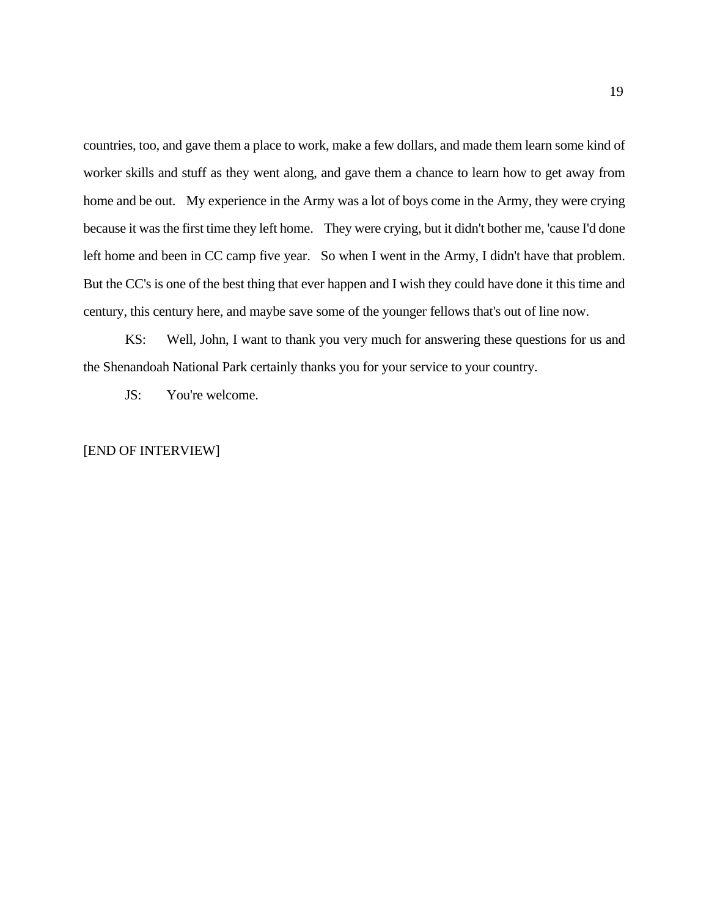countries, too, and gave them a place to work, make a few dollars, and made them learn some kind of worker skills and stuff as they went along, and gave them a chance to learn how to get away from home and be out. My experience in the Army was a lot of boys come in the Army, they were crying because it was the first time they left home. They were crying, but it didn't bother me, 'cause I'd done left home and been in CC camp five year. So when I went in the Army, I didn't have that problem. But the CC's is one of the best thing that ever happen and I wish they could have done it this time and century, this century here, and maybe save some of the younger fellows that's out of line now.

KS: Well, John, I want to thank you very much for answering these questions for us and the Shenandoah National Park certainly thanks you for your service to your country.

JS: You're welcome.

[END OF INTERVIEW]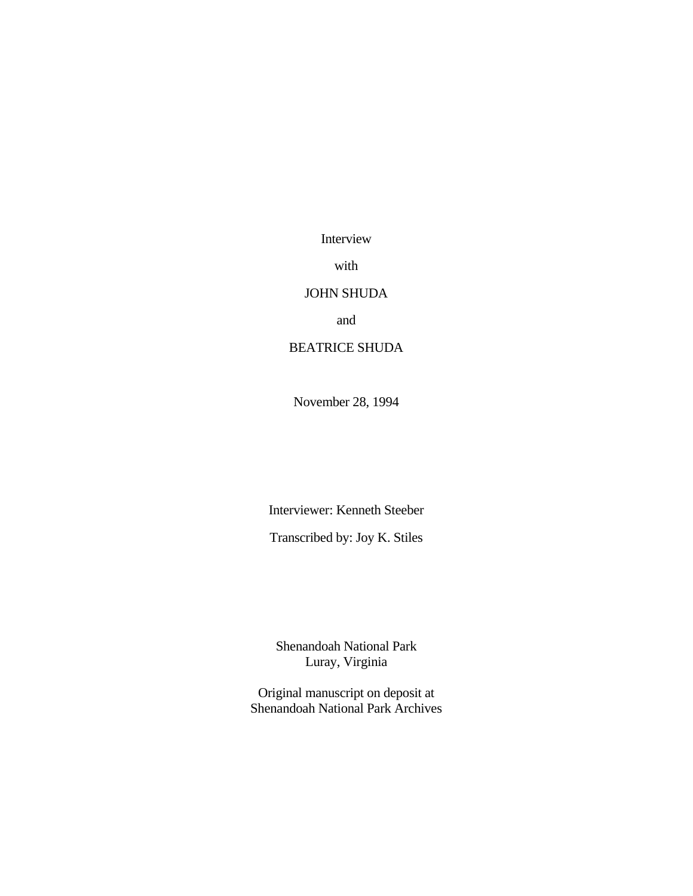Interview

with

JOHN SHUDA

and

BEATRICE SHUDA

November 28, 1994

Interviewer: Kenneth Steeber

Transcribed by: Joy K. Stiles

Shenandoah National Park
Luray, Virginia

Original manuscript on deposit at
Shenandoah National Park Archives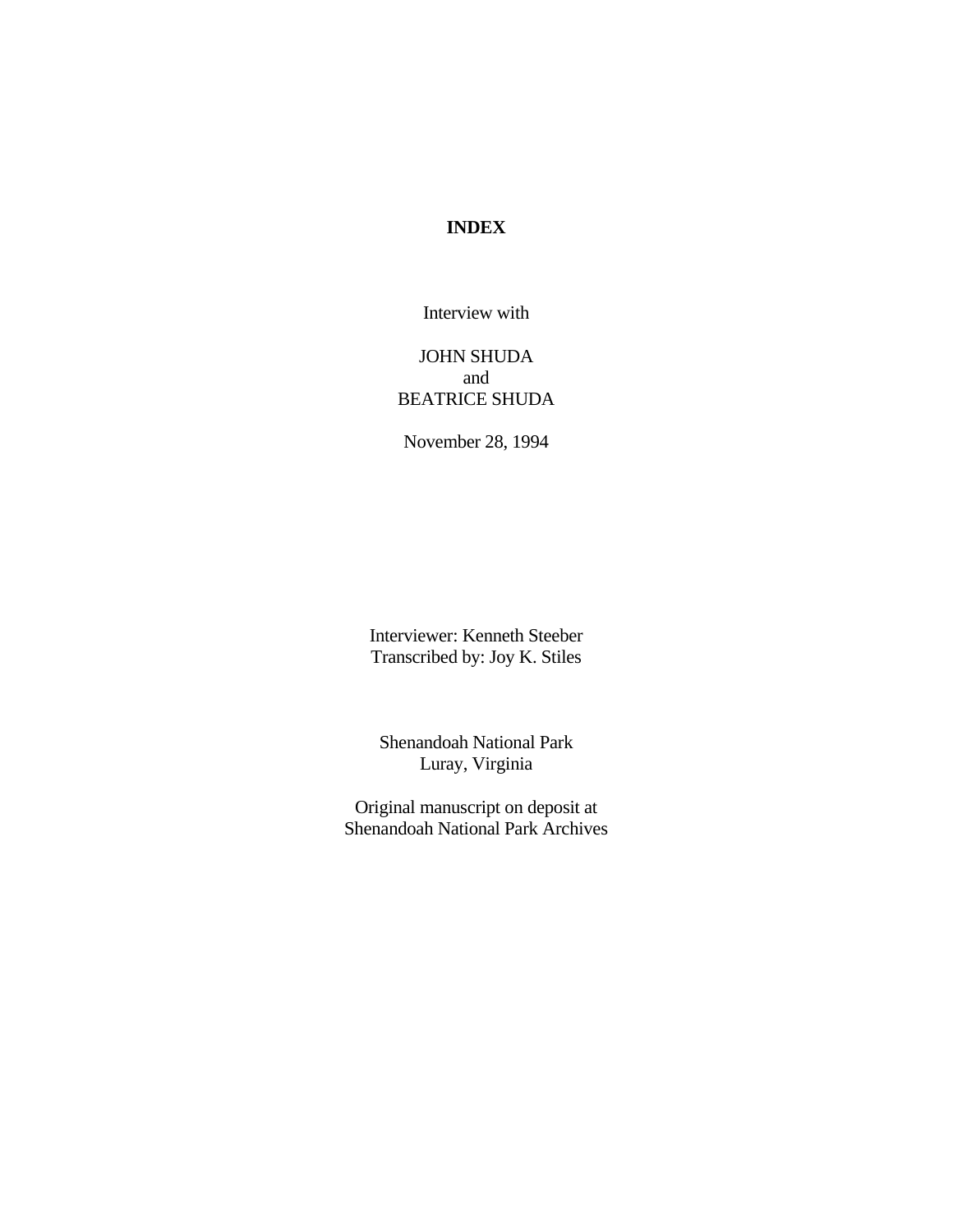# INDEX

Interview with

JOHN SHUDA
and
BEATRICE SHUDA

November 28, 1994

Interviewer: Kenneth Steeber
Transcribed by: Joy K. Stiles

Shenandoah National Park
Luray, Virginia

Original manuscript on deposit at
Shenandoah National Park Archives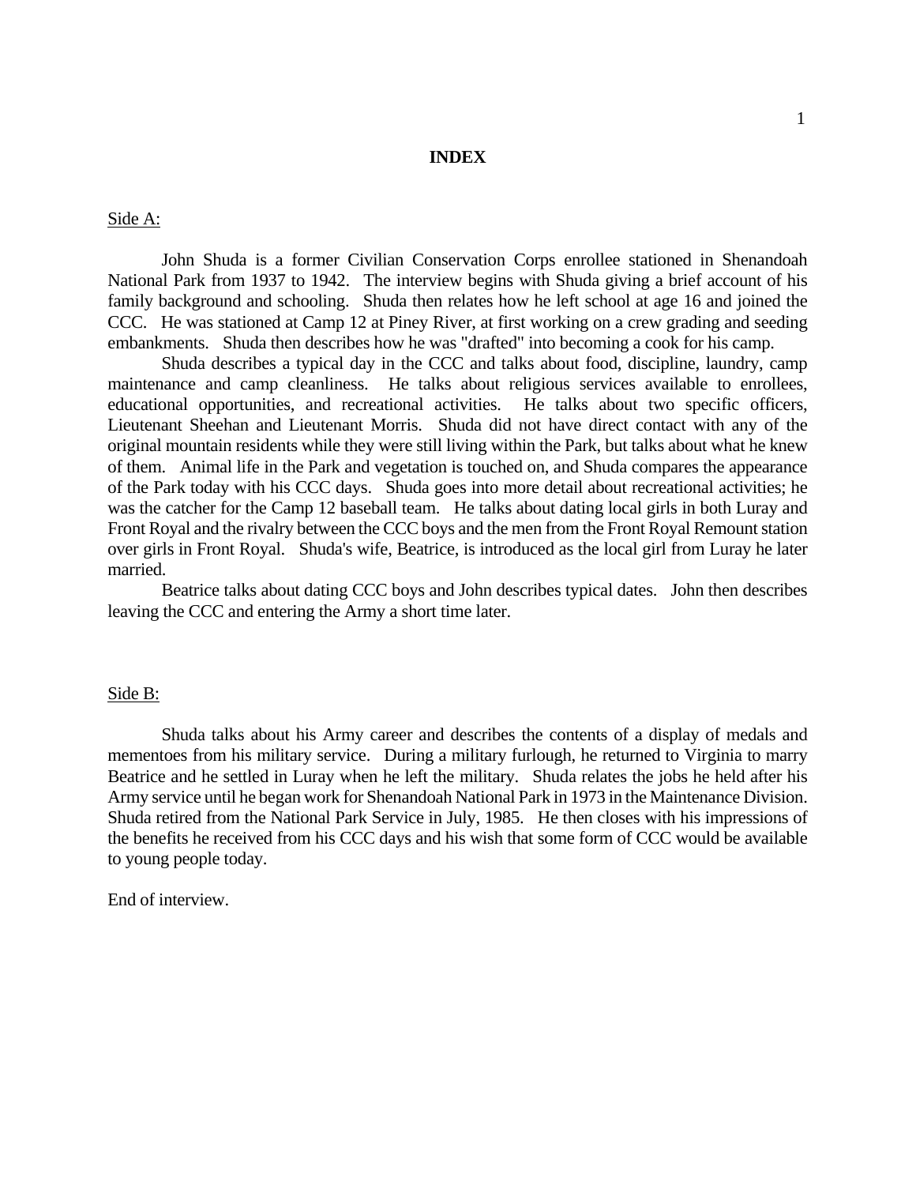# INDEX

<u>Side A:</u>

John Shuda is a former Civilian Conservation Corps enrollee stationed in Shenandoah National Park from 1937 to 1942. The interview begins with Shuda giving a brief account of his family background and schooling. Shuda then relates how he left school at age 16 and joined the CCC. He was stationed at Camp 12 at Piney River, at first working on a crew grading and seeding embankments. Shuda then describes how he was "drafted" into becoming a cook for his camp.

Shuda describes a typical day in the CCC and talks about food, discipline, laundry, camp maintenance and camp cleanliness. He talks about religious services available to enrollees, educational opportunities, and recreational activities. He talks about two specific officers, Lieutenant Sheehan and Lieutenant Morris. Shuda did not have direct contact with any of the original mountain residents while they were still living within the Park, but talks about what he knew of them. Animal life in the Park and vegetation is touched on, and Shuda compares the appearance of the Park today with his CCC days. Shuda goes into more detail about recreational activities; he was the catcher for the Camp 12 baseball team. He talks about dating local girls in both Luray and Front Royal and the rivalry between the CCC boys and the men from the Front Royal Remount station over girls in Front Royal. Shuda's wife, Beatrice, is introduced as the local girl from Luray he later married.

Beatrice talks about dating CCC boys and John describes typical dates. John then describes leaving the CCC and entering the Army a short time later.

<u>Side B:</u>

Shuda talks about his Army career and describes the contents of a display of medals and mementoes from his military service. During a military furlough, he returned to Virginia to marry Beatrice and he settled in Luray when he left the military. Shuda relates the jobs he held after his Army service until he began work for Shenandoah National Park in 1973 in the Maintenance Division. Shuda retired from the National Park Service in July, 1985. He then closes with his impressions of the benefits he received from his CCC days and his wish that some form of CCC would be available to young people today.

End of interview.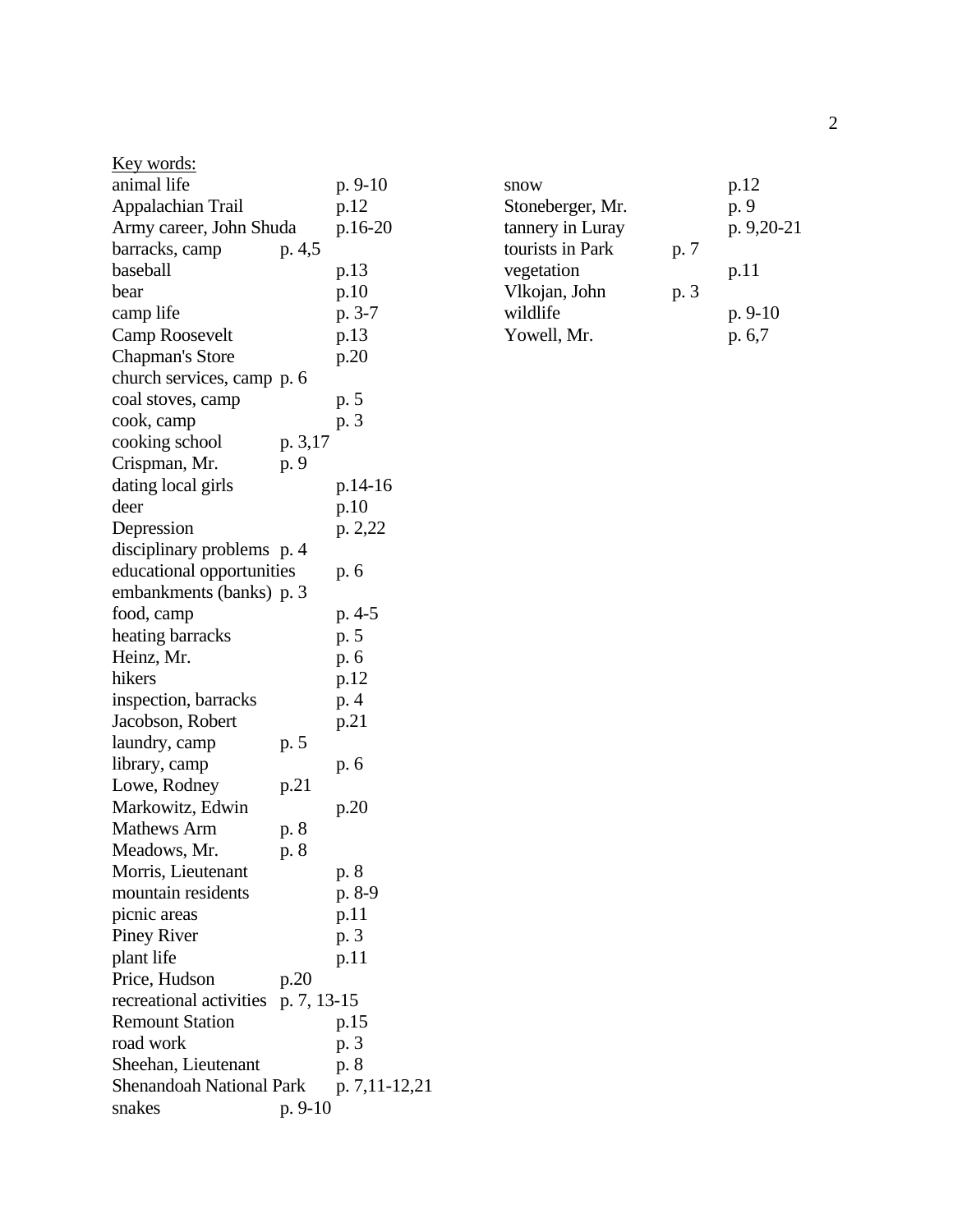Key words:

animal life p. 9-10
Appalachian Trail p.12
Army career, John Shuda p.16-20
barracks, camp p. 4,5
baseball p.13
bear p.10
camp life p. 3-7
Camp Roosevelt p.13
Chapman's Store p.20
church services, camp p. 6
coal stoves, camp p. 5
cook, camp p. 3
cooking school p. 3,17
Crispman, Mr. p. 9
dating local girls p.14-16
deer p.10
Depression p. 2,22
disciplinary problems p. 4
educational opportunities p. 6
embankments (banks) p. 3
food, camp p. 4-5
heating barracks p. 5
Heinz, Mr. p. 6
hikers p.12
inspection, barracks p. 4
Jacobson, Robert p.21
laundry, camp p. 5
library, camp p. 6
Lowe, Rodney p.21
Markowitz, Edwin p.20
Mathews Arm p. 8
Meadows, Mr. p. 8
Morris, Lieutenant p. 8
mountain residents p. 8-9
picnic areas p.11
Piney River p. 3
plant life p.11
Price, Hudson p.20
recreational activities p. 7, 13-15
Remount Station p.15
road work p. 3
Sheehan, Lieutenant p. 8
Shenandoah National Park p. 7,11-12,21
snakes p. 9-10
snow p.12
Stoneberger, Mr. p. 9
tannery in Luray p. 9,20-21
tourists in Park p. 7
vegetation p.11
Vlkojan, John p. 3
wildlife p. 9-10
Yowell, Mr. p. 6,7